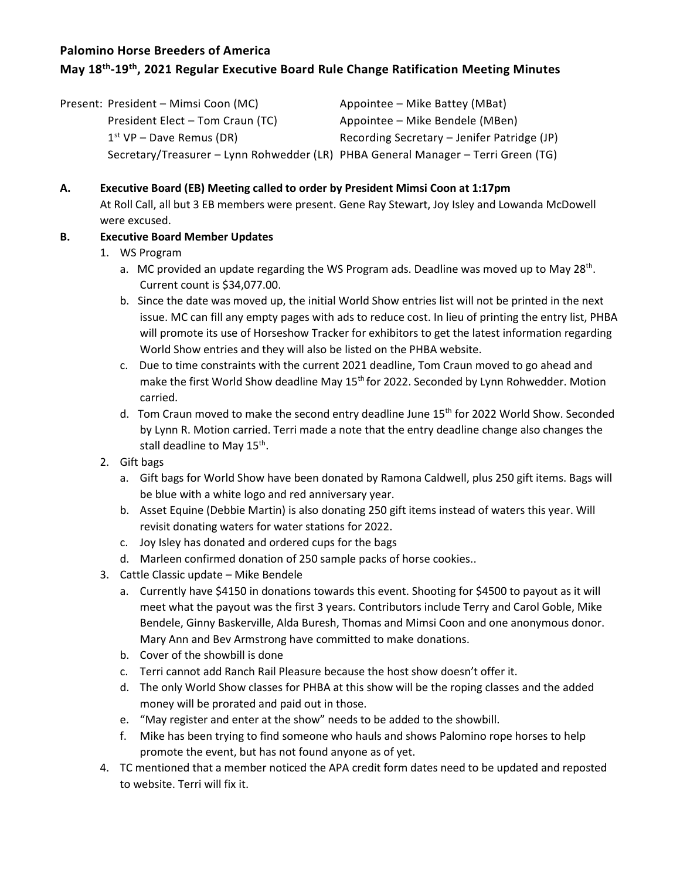**Palomino Horse Breeders of America**

**May 18th-19th, 2021 Regular Executive Board Rule Change Ratification Meeting Minutes**

Present: President – Mimsi Coon (MC)
President Elect – Tom Craun (TC)
1st VP – Dave Remus (DR)
Secretary/Treasurer – Lynn Rohwedder (LR)
Appointee – Mike Battey (MBat)
Appointee – Mike Bendele (MBen)
Recording Secretary – Jenifer Patridge (JP)
PHBA General Manager – Terri Green (TG)

**A. Executive Board (EB) Meeting called to order by President Mimsi Coon at 1:17pm**

At Roll Call, all but 3 EB members were present. Gene Ray Stewart, Joy Isley and Lowanda McDowell were excused.

**B. Executive Board Member Updates**

1. WS Program
   a. MC provided an update regarding the WS Program ads. Deadline was moved up to May 28th. Current count is $34,077.00.
   b. Since the date was moved up, the initial World Show entries list will not be printed in the next issue. MC can fill any empty pages with ads to reduce cost. In lieu of printing the entry list, PHBA will promote its use of Horseshow Tracker for exhibitors to get the latest information regarding World Show entries and they will also be listed on the PHBA website.
   c. Due to time constraints with the current 2021 deadline, Tom Craun moved to go ahead and make the first World Show deadline May 15th for 2022. Seconded by Lynn Rohwedder. Motion carried.
   d. Tom Craun moved to make the second entry deadline June 15th for 2022 World Show. Seconded by Lynn R. Motion carried. Terri made a note that the entry deadline change also changes the stall deadline to May 15th.
2. Gift bags
   a. Gift bags for World Show have been donated by Ramona Caldwell, plus 250 gift items. Bags will be blue with a white logo and red anniversary year.
   b. Asset Equine (Debbie Martin) is also donating 250 gift items instead of waters this year. Will revisit donating waters for water stations for 2022.
   c. Joy Isley has donated and ordered cups for the bags
   d. Marleen confirmed donation of 250 sample packs of horse cookies..
3. Cattle Classic update – Mike Bendele
   a. Currently have $4150 in donations towards this event. Shooting for $4500 to payout as it will meet what the payout was the first 3 years. Contributors include Terry and Carol Goble, Mike Bendele, Ginny Baskerville, Alda Buresh, Thomas and Mimsi Coon and one anonymous donor. Mary Ann and Bev Armstrong have committed to make donations.
   b. Cover of the showbill is done
   c. Terri cannot add Ranch Rail Pleasure because the host show doesn't offer it.
   d. The only World Show classes for PHBA at this show will be the roping classes and the added money will be prorated and paid out in those.
   e. "May register and enter at the show" needs to be added to the showbill.
   f. Mike has been trying to find someone who hauls and shows Palomino rope horses to help promote the event, but has not found anyone as of yet.
4. TC mentioned that a member noticed the APA credit form dates need to be updated and reposted to website. Terri will fix it.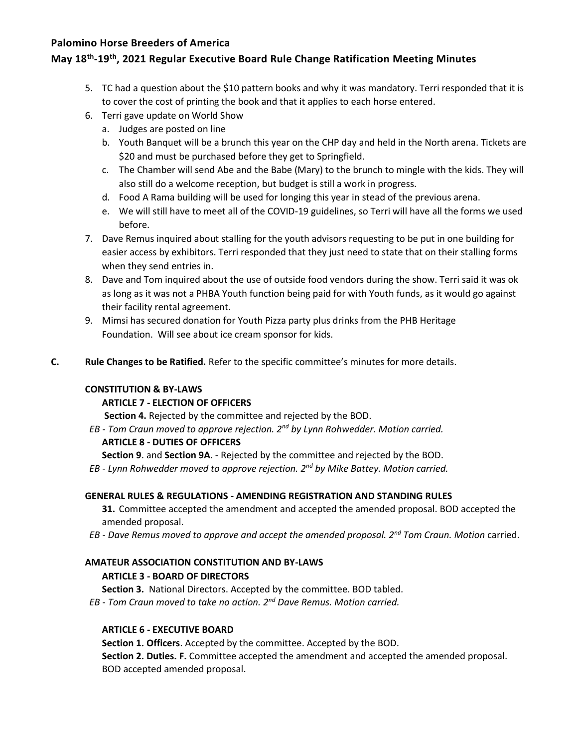**Palomino Horse Breeders of America**

**May 18th-19th, 2021 Regular Executive Board Rule Change Ratification Meeting Minutes**

5. TC had a question about the $10 pattern books and why it was mandatory. Terri responded that it is to cover the cost of printing the book and that it applies to each horse entered.
6. Terri gave update on World Show
   a. Judges are posted on line
   b. Youth Banquet will be a brunch this year on the CHP day and held in the North arena. Tickets are $20 and must be purchased before they get to Springfield.
   c. The Chamber will send Abe and the Babe (Mary) to the brunch to mingle with the kids. They will also still do a welcome reception, but budget is still a work in progress.
   d. Food A Rama building will be used for longing this year in stead of the previous arena.
   e. We will still have to meet all of the COVID-19 guidelines, so Terri will have all the forms we used before.
7. Dave Remus inquired about stalling for the youth advisors requesting to be put in one building for easier access by exhibitors. Terri responded that they just need to state that on their stalling forms when they send entries in.
8. Dave and Tom inquired about the use of outside food vendors during the show. Terri said it was ok as long as it was not a PHBA Youth function being paid for with Youth funds, as it would go against their facility rental agreement.
9. Mimsi has secured donation for Youth Pizza party plus drinks from the PHB Heritage Foundation. Will see about ice cream sponsor for kids.

**C. Rule Changes to be Ratified.** Refer to the specific committee's minutes for more details.

**CONSTITUTION & BY-LAWS**

**ARTICLE 7 - ELECTION OF OFFICERS**

**Section 4.** Rejected by the committee and rejected by the BOD.

*EB - Tom Craun moved to approve rejection. 2nd by Lynn Rohwedder. Motion carried.*

**ARTICLE 8 - DUTIES OF OFFICERS**

**Section 9**. and **Section 9A**. - Rejected by the committee and rejected by the BOD.

*EB - Lynn Rohwedder moved to approve rejection. 2nd by Mike Battey. Motion carried.*

**GENERAL RULES & REGULATIONS - AMENDING REGISTRATION AND STANDING RULES**

**31.** Committee accepted the amendment and accepted the amended proposal. BOD accepted the amended proposal.

*EB - Dave Remus moved to approve and accept the amended proposal. 2nd Tom Craun. Motion* carried.

**AMATEUR ASSOCIATION CONSTITUTION AND BY-LAWS**

**ARTICLE 3 - BOARD OF DIRECTORS**

**Section 3.** National Directors. Accepted by the committee. BOD tabled.

*EB - Tom Craun moved to take no action. 2nd Dave Remus. Motion carried.*

**ARTICLE 6 - EXECUTIVE BOARD**

**Section 1. Officers**. Accepted by the committee. Accepted by the BOD.

**Section 2. Duties. F.** Committee accepted the amendment and accepted the amended proposal. BOD accepted amended proposal.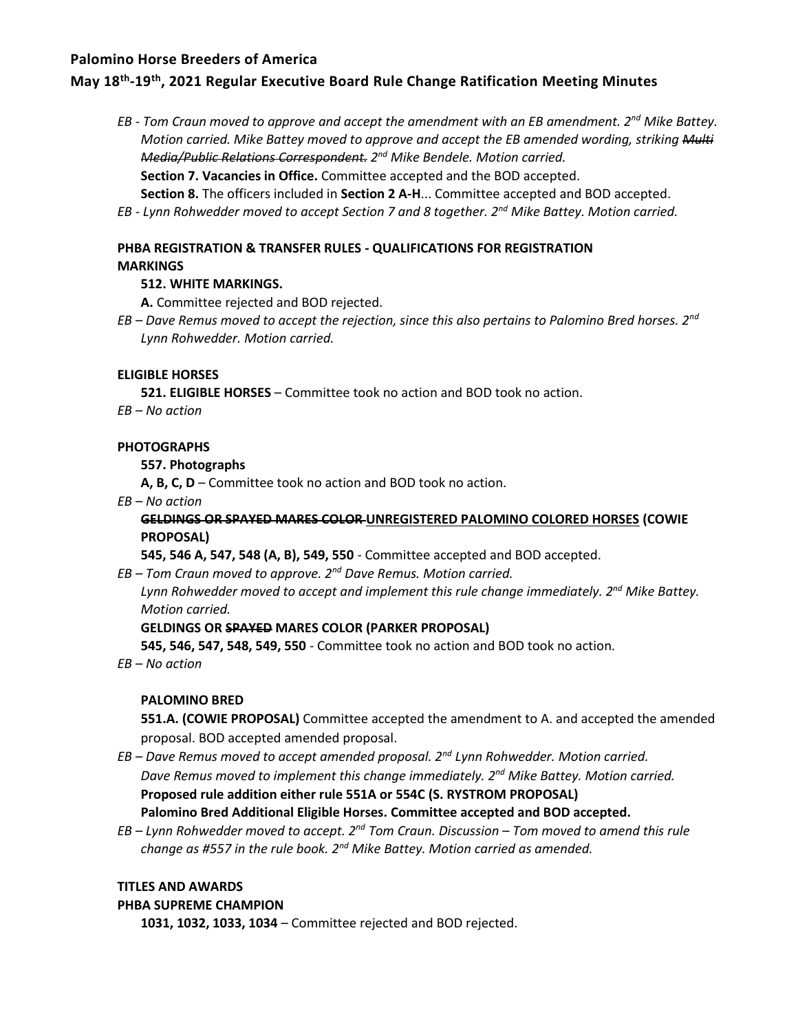*EB - Tom Craun moved to approve and accept the amendment with an EB amendment. 2nd Mike Battey. Motion carried. Mike Battey moved to approve and accept the EB amended wording, striking ~~Multi Media/Public Relations Correspondent.~~ 2nd Mike Bendele. Motion carried.*

**Section 7. Vacancies in Office.** Committee accepted and the BOD accepted.

**Section 8.** The officers included in **Section 2 A-H**... Committee accepted and BOD accepted.

*EB - Lynn Rohwedder moved to accept Section 7 and 8 together. 2nd Mike Battey. Motion carried.*

**PHBA REGISTRATION & TRANSFER RULES - QUALIFICATIONS FOR REGISTRATION**

**MARKINGS**

**512. WHITE MARKINGS.**

**A.** Committee rejected and BOD rejected.

*EB – Dave Remus moved to accept the rejection, since this also pertains to Palomino Bred horses. 2nd Lynn Rohwedder. Motion carried.*

**ELIGIBLE HORSES**

**521. ELIGIBLE HORSES** – Committee took no action and BOD took no action.

*EB – No action*

**PHOTOGRAPHS**

**557. Photographs**

**A, B, C, D** – Committee took no action and BOD took no action.

*EB – No action*

**~~GELDINGS OR SPAYED MARES COLOR~~ UNREGISTERED PALOMINO COLORED HORSES (COWIE PROPOSAL)**

**545, 546 A, 547, 548 (A, B), 549, 550** - Committee accepted and BOD accepted.

*EB – Tom Craun moved to approve. 2nd Dave Remus. Motion carried.*
*Lynn Rohwedder moved to accept and implement this rule change immediately. 2nd Mike Battey. Motion carried.*

**GELDINGS OR ~~SPAYED~~ MARES COLOR (PARKER PROPOSAL)**

**545, 546, 547, 548, 549, 550** - Committee took no action and BOD took no action.

*EB – No action*

**PALOMINO BRED**

**551.A. (COWIE PROPOSAL)** Committee accepted the amendment to A. and accepted the amended proposal. BOD accepted amended proposal.

*EB – Dave Remus moved to accept amended proposal. 2nd Lynn Rohwedder. Motion carried.*
*Dave Remus moved to implement this change immediately. 2nd Mike Battey. Motion carried.*

**Proposed rule addition either rule 551A or 554C (S. RYSTROM PROPOSAL)**
**Palomino Bred Additional Eligible Horses. Committee accepted and BOD accepted.**

*EB – Lynn Rohwedder moved to accept. 2nd Tom Craun. Discussion – Tom moved to amend this rule change as #557 in the rule book. 2nd Mike Battey. Motion carried as amended.*

**TITLES AND AWARDS**

**PHBA SUPREME CHAMPION**

**1031, 1032, 1033, 1034** – Committee rejected and BOD rejected.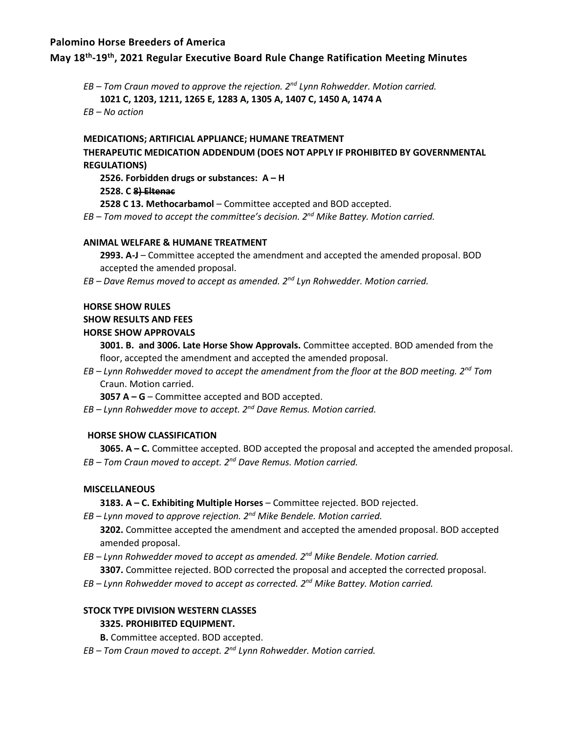*EB – Tom Craun moved to approve the rejection. 2nd Lynn Rohwedder. Motion carried.*

**1021 C, 1203, 1211, 1265 E, 1283 A, 1305 A, 1407 C, 1450 A, 1474 A**

*EB – No action*

**MEDICATIONS; ARTIFICIAL APPLIANCE; HUMANE TREATMENT**

**THERAPEUTIC MEDICATION ADDENDUM (DOES NOT APPLY IF PROHIBITED BY GOVERNMENTAL REGULATIONS)**

**2526. Forbidden drugs or substances: A – H**

**2528. C ~~8) Eltenac~~**

**2528 C 13. Methocarbamol** – Committee accepted and BOD accepted.

*EB – Tom moved to accept the committee's decision. 2nd Mike Battey. Motion carried.*

**ANIMAL WELFARE & HUMANE TREATMENT**

**2993. A-J** – Committee accepted the amendment and accepted the amended proposal. BOD accepted the amended proposal.

*EB – Dave Remus moved to accept as amended. 2nd Lyn Rohwedder. Motion carried.*

**HORSE SHOW RULES**

**SHOW RESULTS AND FEES**

**HORSE SHOW APPROVALS**

**3001. B. and 3006. Late Horse Show Approvals.** Committee accepted. BOD amended from the floor, accepted the amendment and accepted the amended proposal.

*EB – Lynn Rohwedder moved to accept the amendment from the floor at the BOD meeting. 2nd Tom* Craun. Motion carried.

**3057 A – G** – Committee accepted and BOD accepted.

*EB – Lynn Rohwedder move to accept. 2nd Dave Remus. Motion carried.*

**HORSE SHOW CLASSIFICATION**

**3065. A – C.** Committee accepted. BOD accepted the proposal and accepted the amended proposal.

*EB – Tom Craun moved to accept. 2nd Dave Remus. Motion carried.*

**MISCELLANEOUS**

**3183. A – C. Exhibiting Multiple Horses** – Committee rejected. BOD rejected.

*EB – Lynn moved to approve rejection. 2nd Mike Bendele. Motion carried.*

**3202.** Committee accepted the amendment and accepted the amended proposal. BOD accepted amended proposal.

*EB – Lynn Rohwedder moved to accept as amended. 2nd Mike Bendele. Motion carried.*

**3307.** Committee rejected. BOD corrected the proposal and accepted the corrected proposal.

*EB – Lynn Rohwedder moved to accept as corrected. 2nd Mike Battey. Motion carried.*

**STOCK TYPE DIVISION WESTERN CLASSES**

**3325. PROHIBITED EQUIPMENT.**

**B.** Committee accepted. BOD accepted.

*EB – Tom Craun moved to accept. 2nd Lynn Rohwedder. Motion carried.*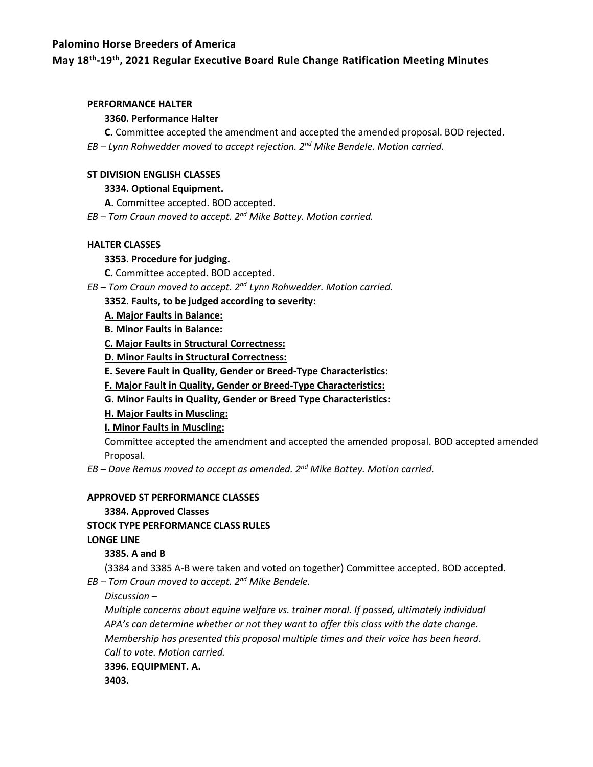**PERFORMANCE HALTER**

**3360. Performance Halter**

**C.** Committee accepted the amendment and accepted the amended proposal. BOD rejected.

*EB – Lynn Rohwedder moved to accept rejection. 2nd Mike Bendele. Motion carried.*

**ST DIVISION ENGLISH CLASSES**

**3334. Optional Equipment.**

**A.** Committee accepted. BOD accepted.

*EB – Tom Craun moved to accept. 2nd Mike Battey. Motion carried.*

**HALTER CLASSES**

**3353. Procedure for judging.**

**C.** Committee accepted. BOD accepted.

*EB – Tom Craun moved to accept. 2nd Lynn Rohwedder. Motion carried.*

**<u>3352. Faults, to be judged according to severity:</u>**

**<u>A. Major Faults in Balance:</u>**

**<u>B. Minor Faults in Balance:</u>**

**<u>C. Major Faults in Structural Correctness:</u>**

**<u>D. Minor Faults in Structural Correctness:</u>**

**<u>E. Severe Fault in Quality, Gender or Breed-Type Characteristics:</u>**

**<u>F. Major Fault in Quality, Gender or Breed-Type Characteristics:</u>**

**<u>G. Minor Faults in Quality, Gender or Breed Type Characteristics:</u>**

**<u>H. Major Faults in Muscling:</u>**

**<u>I. Minor Faults in Muscling:</u>**

Committee accepted the amendment and accepted the amended proposal. BOD accepted amended Proposal.

*EB – Dave Remus moved to accept as amended. 2nd Mike Battey. Motion carried.*

**APPROVED ST PERFORMANCE CLASSES**

**3384. Approved Classes**

**STOCK TYPE PERFORMANCE CLASS RULES**

**LONGE LINE**

**3385. A and B**

(3384 and 3385 A-B were taken and voted on together) Committee accepted. BOD accepted.

*EB – Tom Craun moved to accept. 2nd Mike Bendele.*

*Discussion –*

*Multiple concerns about equine welfare vs. trainer moral. If passed, ultimately individual APA's can determine whether or not they want to offer this class with the date change. Membership has presented this proposal multiple times and their voice has been heard. Call to vote. Motion carried.*

**3396. EQUIPMENT. A.**

**3403.**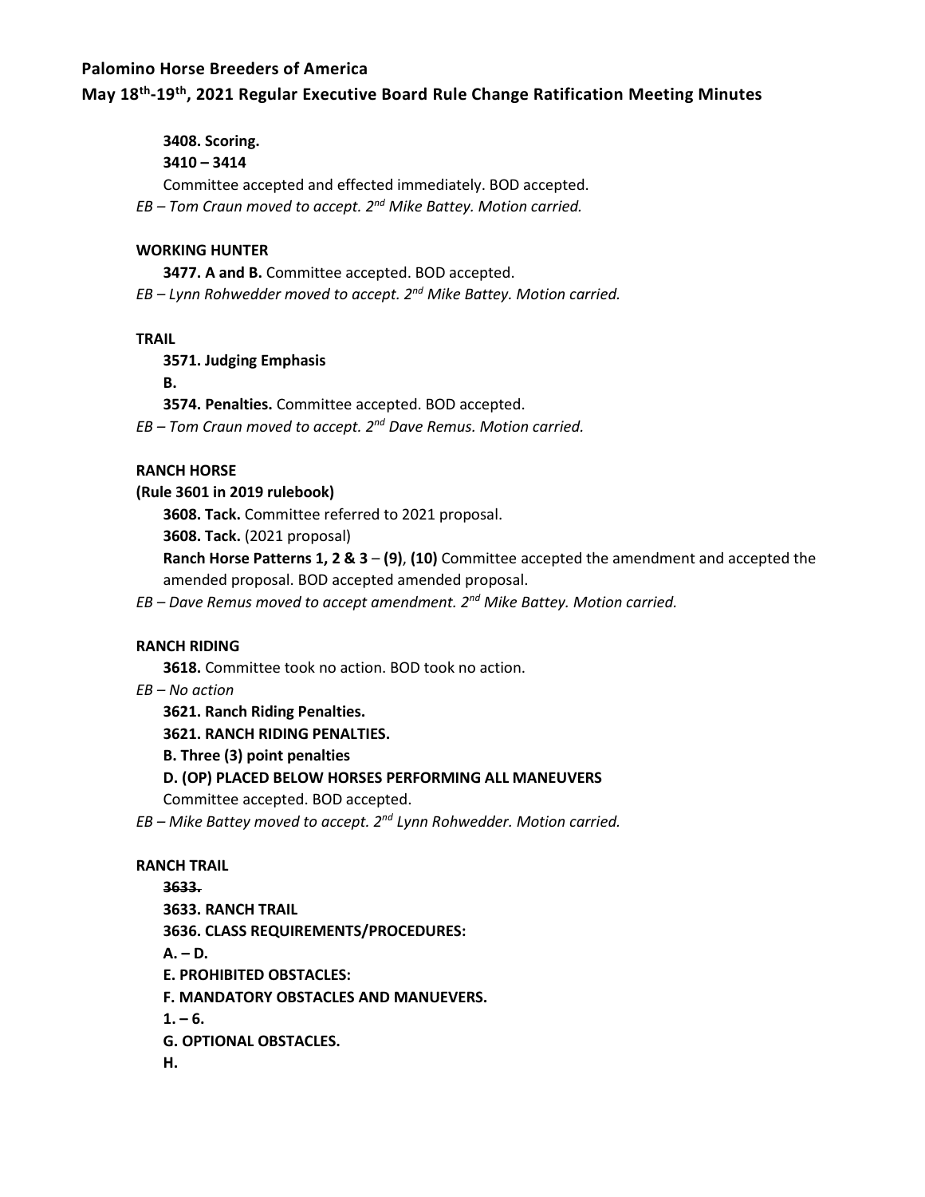**3408. Scoring.**

**3410 – 3414**

Committee accepted and effected immediately. BOD accepted.

*EB – Tom Craun moved to accept. 2nd Mike Battey. Motion carried.*

**WORKING HUNTER**

**3477. A and B.** Committee accepted. BOD accepted.

*EB – Lynn Rohwedder moved to accept. 2nd Mike Battey. Motion carried.*

**TRAIL**

**3571. Judging Emphasis**

**B.**

**3574. Penalties.** Committee accepted. BOD accepted.

*EB – Tom Craun moved to accept. 2nd Dave Remus. Motion carried.*

**RANCH HORSE**

**(Rule 3601 in 2019 rulebook)**

**3608. Tack.** Committee referred to 2021 proposal.

**3608. Tack.** (2021 proposal)

**Ranch Horse Patterns 1, 2 & 3** – **(9)**, **(10)** Committee accepted the amendment and accepted the amended proposal. BOD accepted amended proposal.

*EB – Dave Remus moved to accept amendment. 2nd Mike Battey. Motion carried.*

**RANCH RIDING**

**3618.** Committee took no action. BOD took no action.

*EB – No action*

**3621. Ranch Riding Penalties.**

**3621. RANCH RIDING PENALTIES.**

**B. Three (3) point penalties**

**D. (OP) PLACED BELOW HORSES PERFORMING ALL MANEUVERS**

Committee accepted. BOD accepted.

*EB – Mike Battey moved to accept. 2nd Lynn Rohwedder. Motion carried.*

**RANCH TRAIL**

~~**3633.**~~

**3633. RANCH TRAIL**

**3636. CLASS REQUIREMENTS/PROCEDURES:**

**A. – D.**

**E. PROHIBITED OBSTACLES:**

**F. MANDATORY OBSTACLES AND MANUEVERS.**

**1. – 6.**

**G. OPTIONAL OBSTACLES.**

**H.**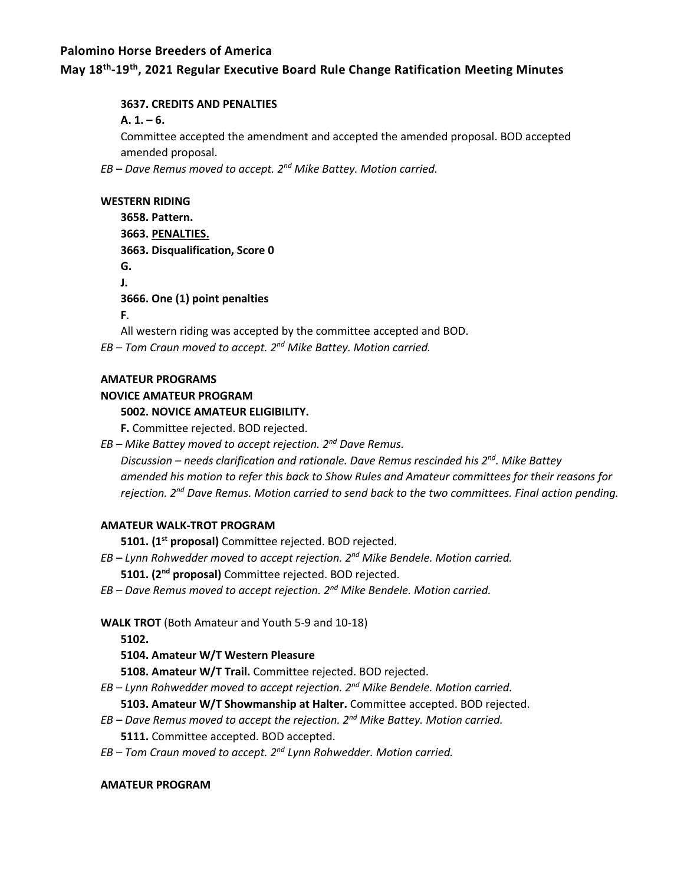**3637. CREDITS AND PENALTIES**

**A. 1. – 6.**

Committee accepted the amendment and accepted the amended proposal. BOD accepted amended proposal.

*EB – Dave Remus moved to accept. 2nd Mike Battey. Motion carried.*

**WESTERN RIDING**

**3658. Pattern.**

**3663. PENALTIES.**

**3663. Disqualification, Score 0**

**G.**

**J.**

**3666. One (1) point penalties**

**F**.

All western riding was accepted by the committee accepted and BOD.

*EB – Tom Craun moved to accept. 2nd Mike Battey. Motion carried.*

**AMATEUR PROGRAMS**

**NOVICE AMATEUR PROGRAM**

**5002. NOVICE AMATEUR ELIGIBILITY.**

**F.** Committee rejected. BOD rejected.

*EB – Mike Battey moved to accept rejection. 2nd Dave Remus.*

*Discussion – needs clarification and rationale. Dave Remus rescinded his 2nd. Mike Battey amended his motion to refer this back to Show Rules and Amateur committees for their reasons for rejection. 2nd Dave Remus. Motion carried to send back to the two committees. Final action pending.*

**AMATEUR WALK-TROT PROGRAM**

**5101. (1st proposal)** Committee rejected. BOD rejected.

*EB – Lynn Rohwedder moved to accept rejection. 2nd Mike Bendele. Motion carried.*

**5101. (2nd proposal)** Committee rejected. BOD rejected.

*EB – Dave Remus moved to accept rejection. 2nd Mike Bendele. Motion carried.*

**WALK TROT** (Both Amateur and Youth 5-9 and 10-18)

**5102.**

**5104. Amateur W/T Western Pleasure**

**5108. Amateur W/T Trail.** Committee rejected. BOD rejected.

*EB – Lynn Rohwedder moved to accept rejection. 2nd Mike Bendele. Motion carried.*

**5103. Amateur W/T Showmanship at Halter.** Committee accepted. BOD rejected.

*EB – Dave Remus moved to accept the rejection. 2nd Mike Battey. Motion carried.*

**5111.** Committee accepted. BOD accepted.

*EB – Tom Craun moved to accept. 2nd Lynn Rohwedder. Motion carried.*

**AMATEUR PROGRAM**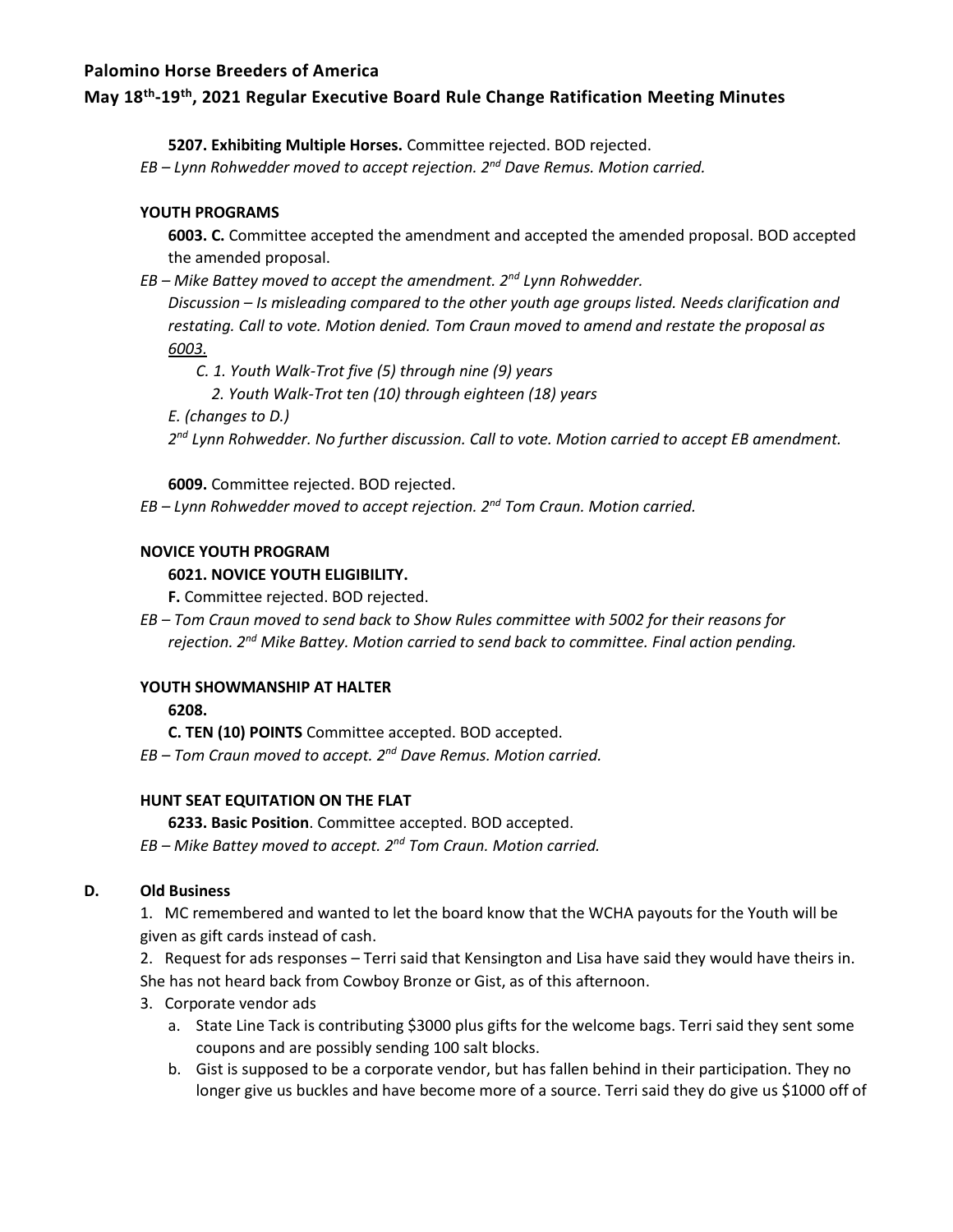**5207. Exhibiting Multiple Horses.** Committee rejected. BOD rejected.

*EB – Lynn Rohwedder moved to accept rejection. 2nd Dave Remus. Motion carried.*

**YOUTH PROGRAMS**

**6003. C.** Committee accepted the amendment and accepted the amended proposal. BOD accepted the amended proposal.

*EB – Mike Battey moved to accept the amendment. 2nd Lynn Rohwedder.*

*Discussion – Is misleading compared to the other youth age groups listed. Needs clarification and restating. Call to vote. Motion denied. Tom Craun moved to amend and restate the proposal as 6003.*

*C. 1. Youth Walk-Trot five (5) through nine (9) years*

*2. Youth Walk-Trot ten (10) through eighteen (18) years*

*E. (changes to D.)*

*2nd Lynn Rohwedder. No further discussion. Call to vote. Motion carried to accept EB amendment.*

**6009.** Committee rejected. BOD rejected.

*EB – Lynn Rohwedder moved to accept rejection. 2nd Tom Craun. Motion carried.*

**NOVICE YOUTH PROGRAM**

**6021. NOVICE YOUTH ELIGIBILITY.**

**F.** Committee rejected. BOD rejected.

*EB – Tom Craun moved to send back to Show Rules committee with 5002 for their reasons for rejection. 2nd Mike Battey. Motion carried to send back to committee. Final action pending.*

**YOUTH SHOWMANSHIP AT HALTER**

**6208.**

**C. TEN (10) POINTS** Committee accepted. BOD accepted.

*EB – Tom Craun moved to accept. 2nd Dave Remus. Motion carried.*

**HUNT SEAT EQUITATION ON THE FLAT**

**6233. Basic Position**. Committee accepted. BOD accepted.

*EB – Mike Battey moved to accept. 2nd Tom Craun. Motion carried.*

**D. Old Business**

1. MC remembered and wanted to let the board know that the WCHA payouts for the Youth will be given as gift cards instead of cash.
2. Request for ads responses – Terri said that Kensington and Lisa have said they would have theirs in. She has not heard back from Cowboy Bronze or Gist, as of this afternoon.
3. Corporate vendor ads
   a. State Line Tack is contributing $3000 plus gifts for the welcome bags. Terri said they sent some coupons and are possibly sending 100 salt blocks.
   b. Gist is supposed to be a corporate vendor, but has fallen behind in their participation. They no longer give us buckles and have become more of a source. Terri said they do give us $1000 off of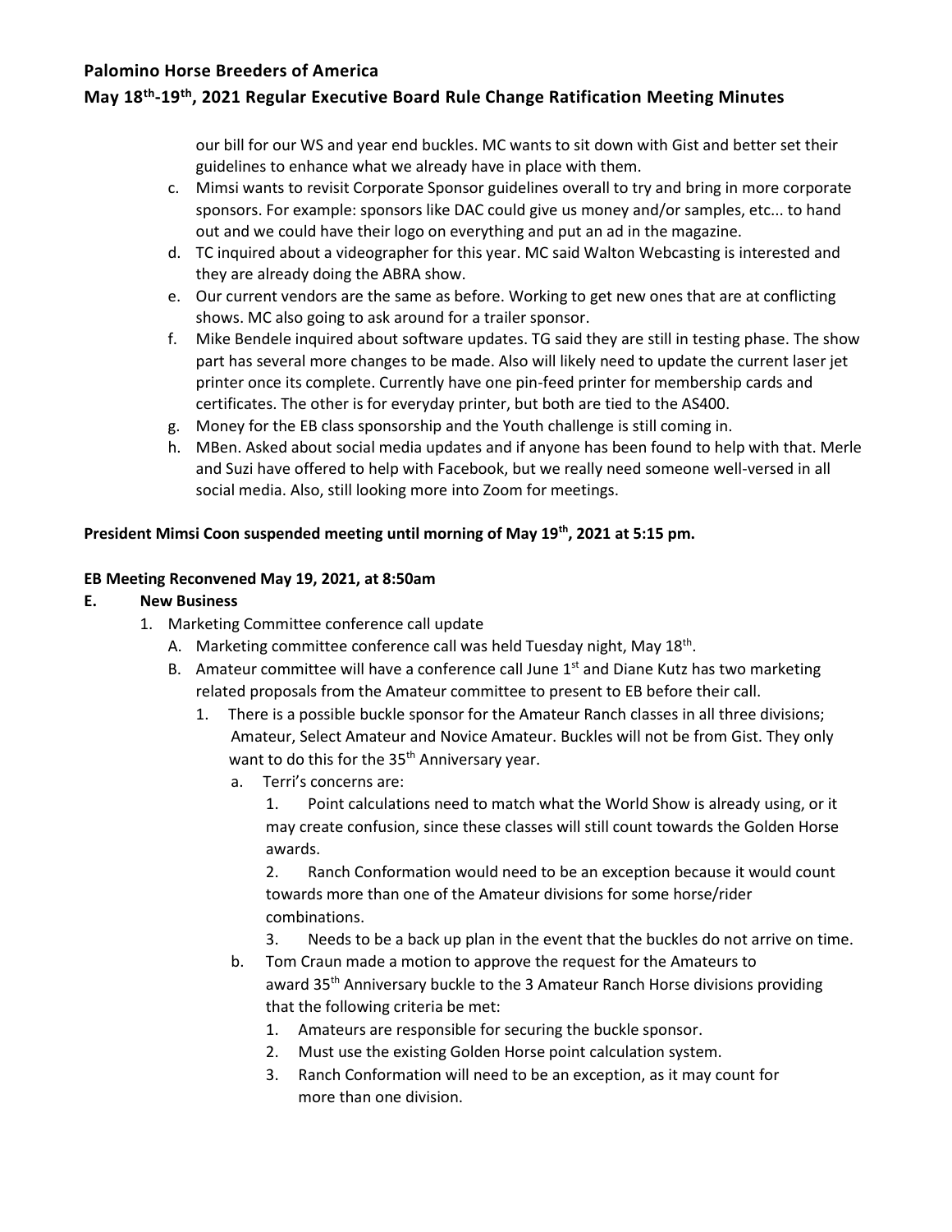our bill for our WS and year end buckles. MC wants to sit down with Gist and better set their guidelines to enhance what we already have in place with them.

c. Mimsi wants to revisit Corporate Sponsor guidelines overall to try and bring in more corporate sponsors. For example: sponsors like DAC could give us money and/or samples, etc... to hand out and we could have their logo on everything and put an ad in the magazine.
d. TC inquired about a videographer for this year. MC said Walton Webcasting is interested and they are already doing the ABRA show.
e. Our current vendors are the same as before. Working to get new ones that are at conflicting shows. MC also going to ask around for a trailer sponsor.
f. Mike Bendele inquired about software updates. TG said they are still in testing phase. The show part has several more changes to be made. Also will likely need to update the current laser jet printer once its complete. Currently have one pin-feed printer for membership cards and certificates. The other is for everyday printer, but both are tied to the AS400.
g. Money for the EB class sponsorship and the Youth challenge is still coming in.
h. MBen. Asked about social media updates and if anyone has been found to help with that. Merle and Suzi have offered to help with Facebook, but we really need someone well-versed in all social media. Also, still looking more into Zoom for meetings.

**President Mimsi Coon suspended meeting until morning of May 19th, 2021 at 5:15 pm.**

**EB Meeting Reconvened May 19, 2021, at 8:50am**

**E. New Business**

1. Marketing Committee conference call update
   A. Marketing committee conference call was held Tuesday night, May 18th.
   B. Amateur committee will have a conference call June 1st and Diane Kutz has two marketing related proposals from the Amateur committee to present to EB before their call.
      1. There is a possible buckle sponsor for the Amateur Ranch classes in all three divisions; Amateur, Select Amateur and Novice Amateur. Buckles will not be from Gist. They only want to do this for the 35th Anniversary year.
         a. Terri's concerns are:
            1. Point calculations need to match what the World Show is already using, or it may create confusion, since these classes will still count towards the Golden Horse awards.
            2. Ranch Conformation would need to be an exception because it would count towards more than one of the Amateur divisions for some horse/rider combinations.
            3. Needs to be a back up plan in the event that the buckles do not arrive on time.
         b. Tom Craun made a motion to approve the request for the Amateurs to award 35th Anniversary buckle to the 3 Amateur Ranch Horse divisions providing that the following criteria be met:
            1. Amateurs are responsible for securing the buckle sponsor.
            2. Must use the existing Golden Horse point calculation system.
            3. Ranch Conformation will need to be an exception, as it may count for more than one division.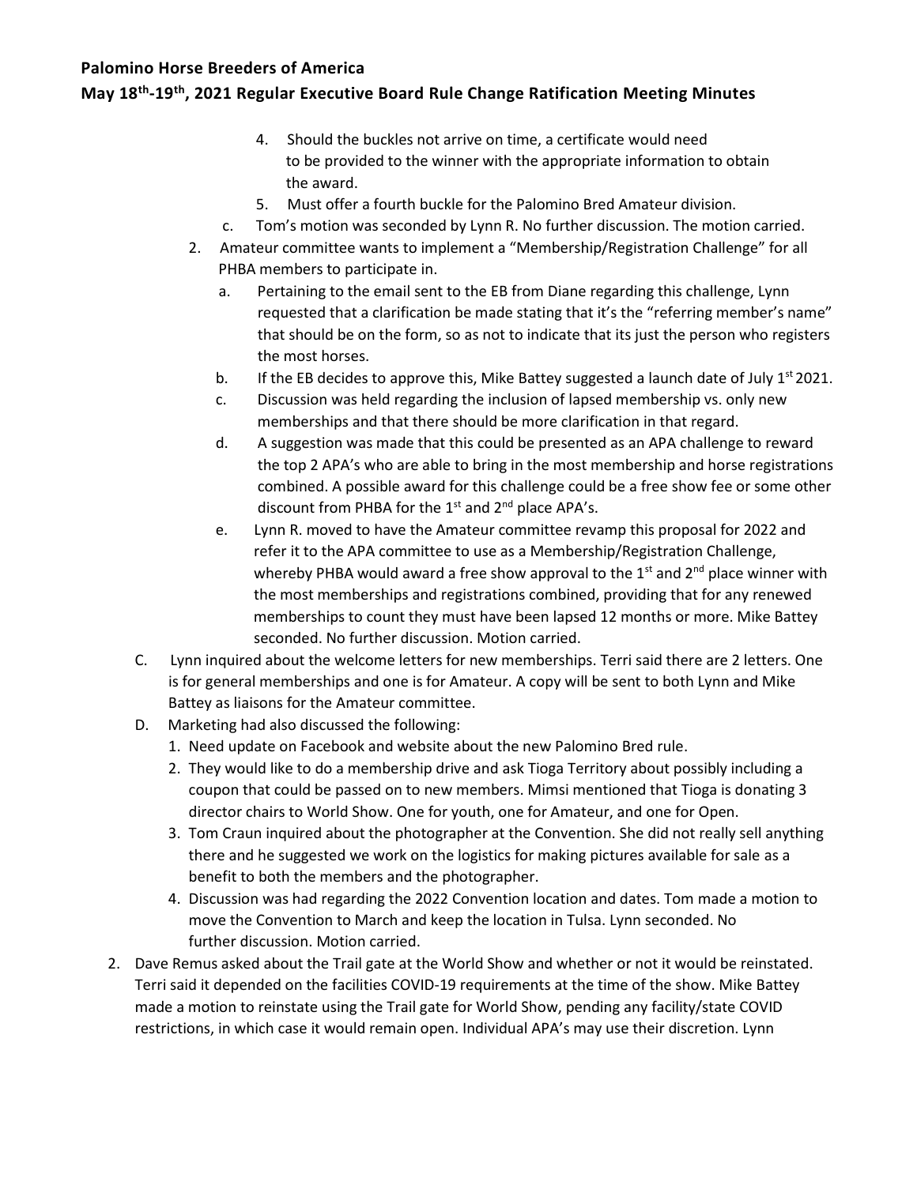**Palomino Horse Breeders of America**

**May 18th-19th, 2021 Regular Executive Board Rule Change Ratification Meeting Minutes**

4. Should the buckles not arrive on time, a certificate would need to be provided to the winner with the appropriate information to obtain the award.
5. Must offer a fourth buckle for the Palomino Bred Amateur division.

c. Tom's motion was seconded by Lynn R. No further discussion. The motion carried.

2. Amateur committee wants to implement a "Membership/Registration Challenge" for all PHBA members to participate in.
   a. Pertaining to the email sent to the EB from Diane regarding this challenge, Lynn requested that a clarification be made stating that it's the "referring member's name" that should be on the form, so as not to indicate that its just the person who registers the most horses.
   b. If the EB decides to approve this, Mike Battey suggested a launch date of July 1st 2021.
   c. Discussion was held regarding the inclusion of lapsed membership vs. only new memberships and that there should be more clarification in that regard.
   d. A suggestion was made that this could be presented as an APA challenge to reward the top 2 APA's who are able to bring in the most membership and horse registrations combined. A possible award for this challenge could be a free show fee or some other discount from PHBA for the 1st and 2nd place APA's.
   e. Lynn R. moved to have the Amateur committee revamp this proposal for 2022 and refer it to the APA committee to use as a Membership/Registration Challenge, whereby PHBA would award a free show approval to the 1st and 2nd place winner with the most memberships and registrations combined, providing that for any renewed memberships to count they must have been lapsed 12 months or more. Mike Battey seconded. No further discussion. Motion carried.

C. Lynn inquired about the welcome letters for new memberships. Terri said there are 2 letters. One is for general memberships and one is for Amateur. A copy will be sent to both Lynn and Mike Battey as liaisons for the Amateur committee.

D. Marketing had also discussed the following:
   1. Need update on Facebook and website about the new Palomino Bred rule.
   2. They would like to do a membership drive and ask Tioga Territory about possibly including a coupon that could be passed on to new members. Mimsi mentioned that Tioga is donating 3 director chairs to World Show. One for youth, one for Amateur, and one for Open.
   3. Tom Craun inquired about the photographer at the Convention. She did not really sell anything there and he suggested we work on the logistics for making pictures available for sale as a benefit to both the members and the photographer.
   4. Discussion was had regarding the 2022 Convention location and dates. Tom made a motion to move the Convention to March and keep the location in Tulsa. Lynn seconded. No further discussion. Motion carried.

2. Dave Remus asked about the Trail gate at the World Show and whether or not it would be reinstated. Terri said it depended on the facilities COVID-19 requirements at the time of the show. Mike Battey made a motion to reinstate using the Trail gate for World Show, pending any facility/state COVID restrictions, in which case it would remain open. Individual APA's may use their discretion. Lynn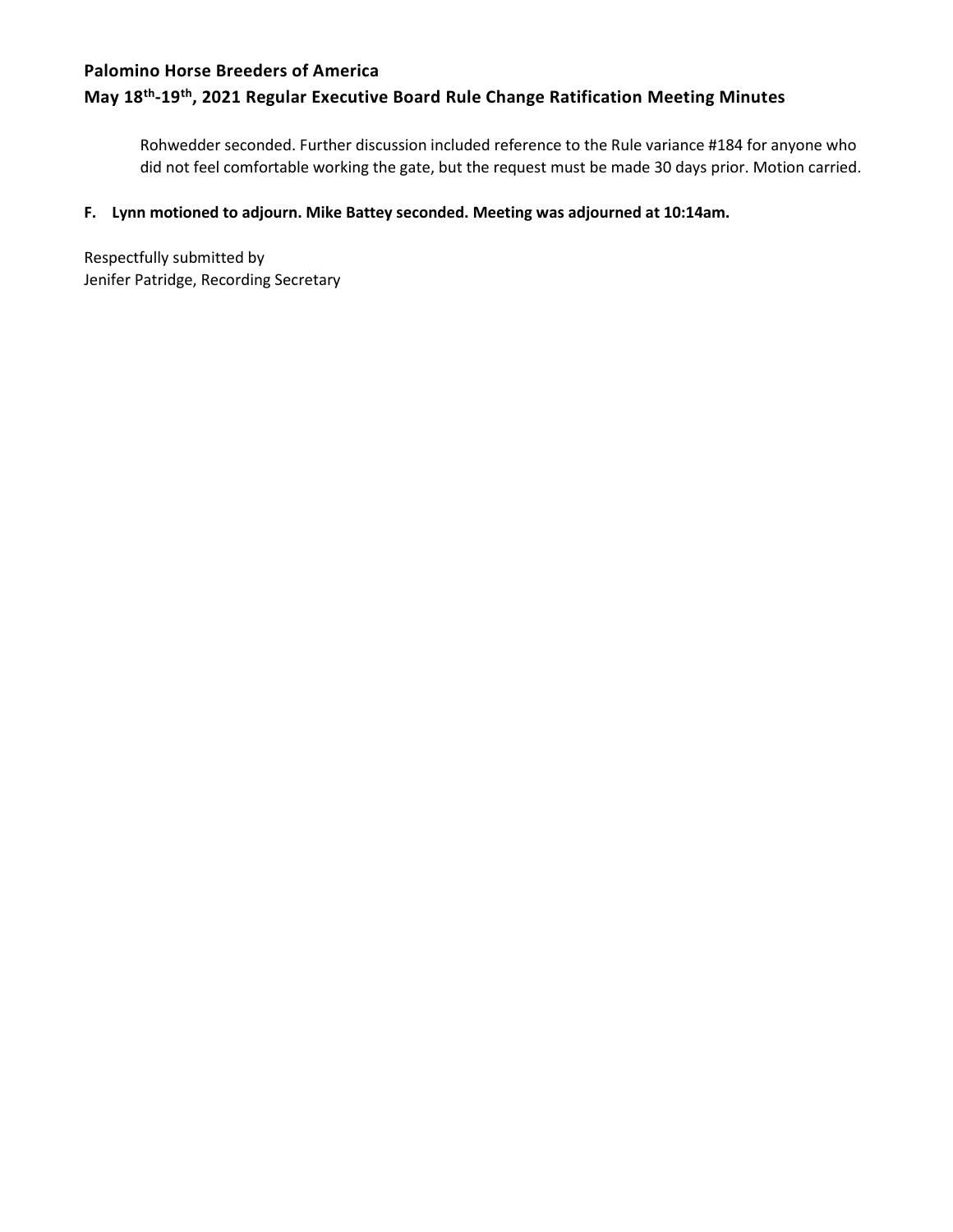Rohwedder seconded. Further discussion included reference to the Rule variance #184 for anyone who did not feel comfortable working the gate, but the request must be made 30 days prior. Motion carried.

**F. Lynn motioned to adjourn. Mike Battey seconded. Meeting was adjourned at 10:14am.**

Respectfully submitted by
Jenifer Patridge, Recording Secretary